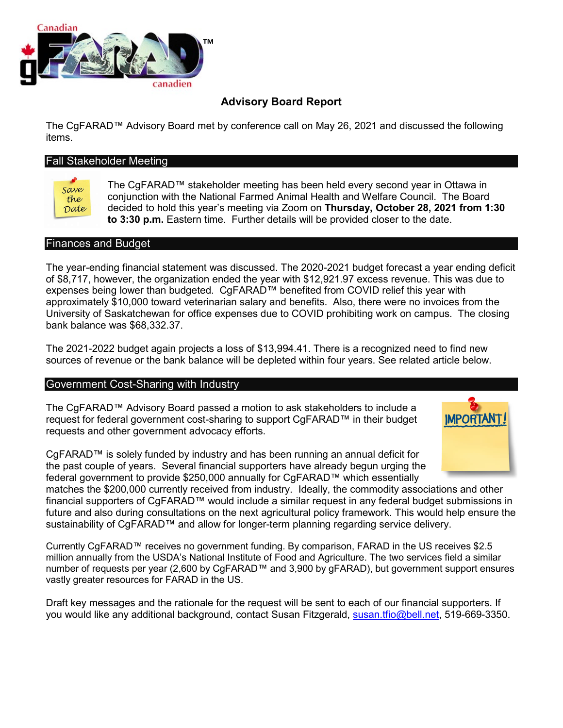# Advisory Board Report

The CgFARAD™ Advisory Board met by conference call on May 26, 2021 and discussed the following items.

## Fall Stakeholder Meeting

The CgFARAD™ stakeholder meeting has been held every second year in Ottawa in conjunction with the National Farmed Animal Health and Welfare Council. The Board decided to hold this year's meeting via Zoom on **Thursday, October 28, 2021 from 1:30 to 3:30 p.m.** Eastern time. Further details will be provided closer to the date.

## Finances and Budget

The year-ending financial statement was discussed. The 2020-2021 budget forecast a year ending deficit of $8,717, however, the organization ended the year with $12,921.97 excess revenue. This was due to expenses being lower than budgeted. CgFARAD™ benefited from COVID relief this year with approximately $10,000 toward veterinarian salary and benefits. Also, there were no invoices from the University of Saskatchewan for office expenses due to COVID prohibiting work on campus. The closing bank balance was $68,332.37.

The 2021-2022 budget again projects a loss of $13,994.41. There is a recognized need to find new sources of revenue or the bank balance will be depleted within four years. See related article below.

## Government Cost-Sharing with Industry

The CgFARAD™ Advisory Board passed a motion to ask stakeholders to include a request for federal government cost-sharing to support CgFARAD™ in their budget requests and other government advocacy efforts.

CgFARAD™ is solely funded by industry and has been running an annual deficit for the past couple of years. Several financial supporters have already begun urging the federal government to provide $250,000 annually for CgFARAD™ which essentially matches the $200,000 currently received from industry. Ideally, the commodity associations and other financial supporters of CgFARAD™ would include a similar request in any federal budget submissions in future and also during consultations on the next agricultural policy framework. This would help ensure the sustainability of CgFARAD™ and allow for longer-term planning regarding service delivery.

Currently CgFARAD™ receives no government funding. By comparison, FARAD in the US receives $2.5 million annually from the USDA's National Institute of Food and Agriculture. The two services field a similar number of requests per year (2,600 by CgFARAD™ and 3,900 by gFARAD), but government support ensures vastly greater resources for FARAD in the US.

Draft key messages and the rationale for the request will be sent to each of our financial supporters. If you would like any additional background, contact Susan Fitzgerald, susan.tfio@bell.net, 519-669-3350.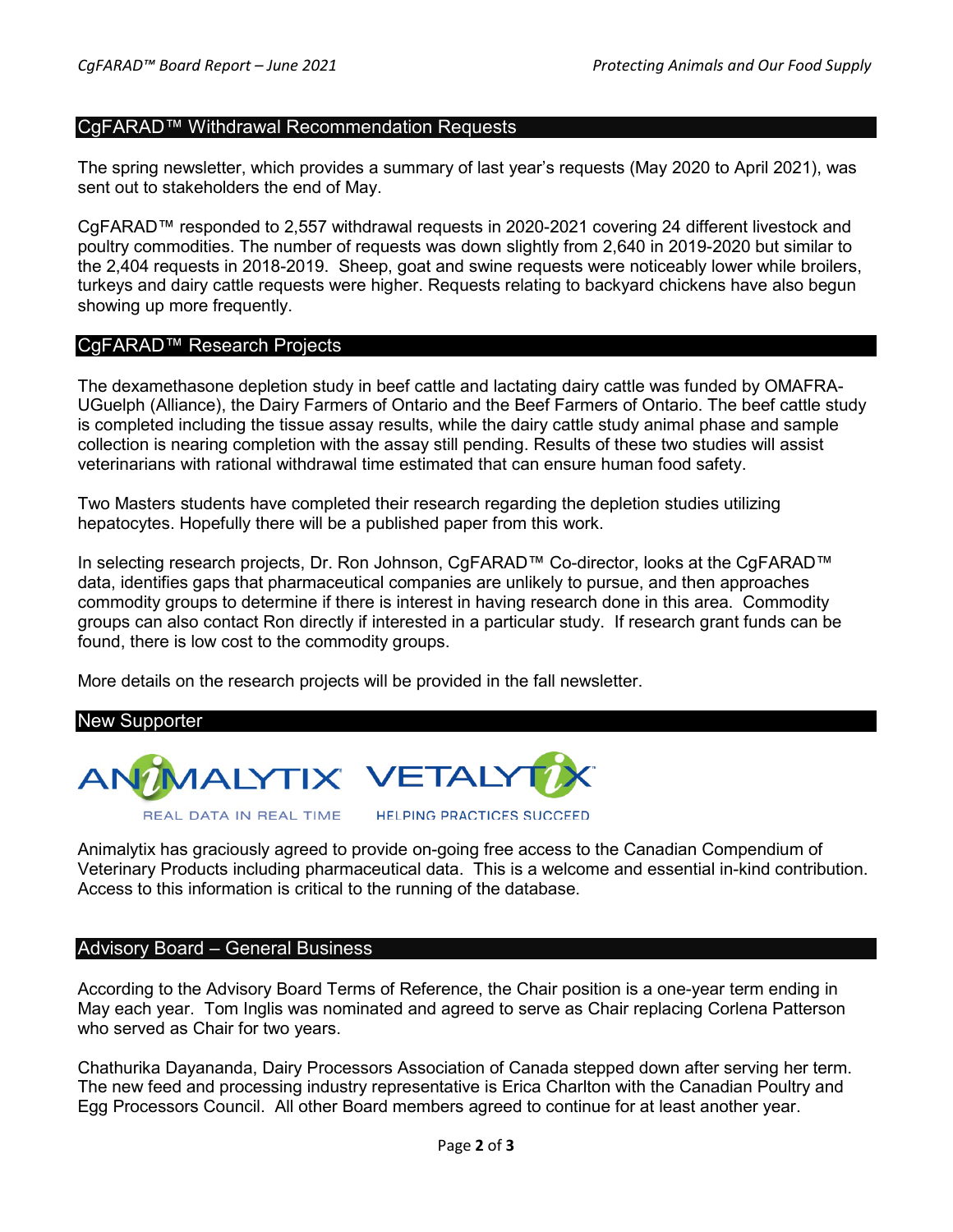## CgFARAD™ Withdrawal Recommendation Requests

The spring newsletter, which provides a summary of last year's requests (May 2020 to April 2021), was sent out to stakeholders the end of May.

CgFARAD™ responded to 2,557 withdrawal requests in 2020-2021 covering 24 different livestock and poultry commodities. The number of requests was down slightly from 2,640 in 2019-2020 but similar to the 2,404 requests in 2018-2019. Sheep, goat and swine requests were noticeably lower while broilers, turkeys and dairy cattle requests were higher. Requests relating to backyard chickens have also begun showing up more frequently.

## CgFARAD™ Research Projects

The dexamethasone depletion study in beef cattle and lactating dairy cattle was funded by OMAFRA-UGuelph (Alliance), the Dairy Farmers of Ontario and the Beef Farmers of Ontario. The beef cattle study is completed including the tissue assay results, while the dairy cattle study animal phase and sample collection is nearing completion with the assay still pending. Results of these two studies will assist veterinarians with rational withdrawal time estimated that can ensure human food safety.

Two Masters students have completed their research regarding the depletion studies utilizing hepatocytes. Hopefully there will be a published paper from this work.

In selecting research projects, Dr. Ron Johnson, CgFARAD™ Co-director, looks at the CgFARAD™ data, identifies gaps that pharmaceutical companies are unlikely to pursue, and then approaches commodity groups to determine if there is interest in having research done in this area. Commodity groups can also contact Ron directly if interested in a particular study. If research grant funds can be found, there is low cost to the commodity groups.

More details on the research projects will be provided in the fall newsletter.

## New Supporter

ANIMALYTIX — REAL DATA IN REAL TIME
VETALYTIX — HELPING PRACTICES SUCCEED

Animalytix has graciously agreed to provide on-going free access to the Canadian Compendium of Veterinary Products including pharmaceutical data. This is a welcome and essential in-kind contribution. Access to this information is critical to the running of the database.

## Advisory Board – General Business

According to the Advisory Board Terms of Reference, the Chair position is a one-year term ending in May each year. Tom Inglis was nominated and agreed to serve as Chair replacing Corlena Patterson who served as Chair for two years.

Chathurika Dayananda, Dairy Processors Association of Canada stepped down after serving her term. The new feed and processing industry representative is Erica Charlton with the Canadian Poultry and Egg Processors Council. All other Board members agreed to continue for at least another year.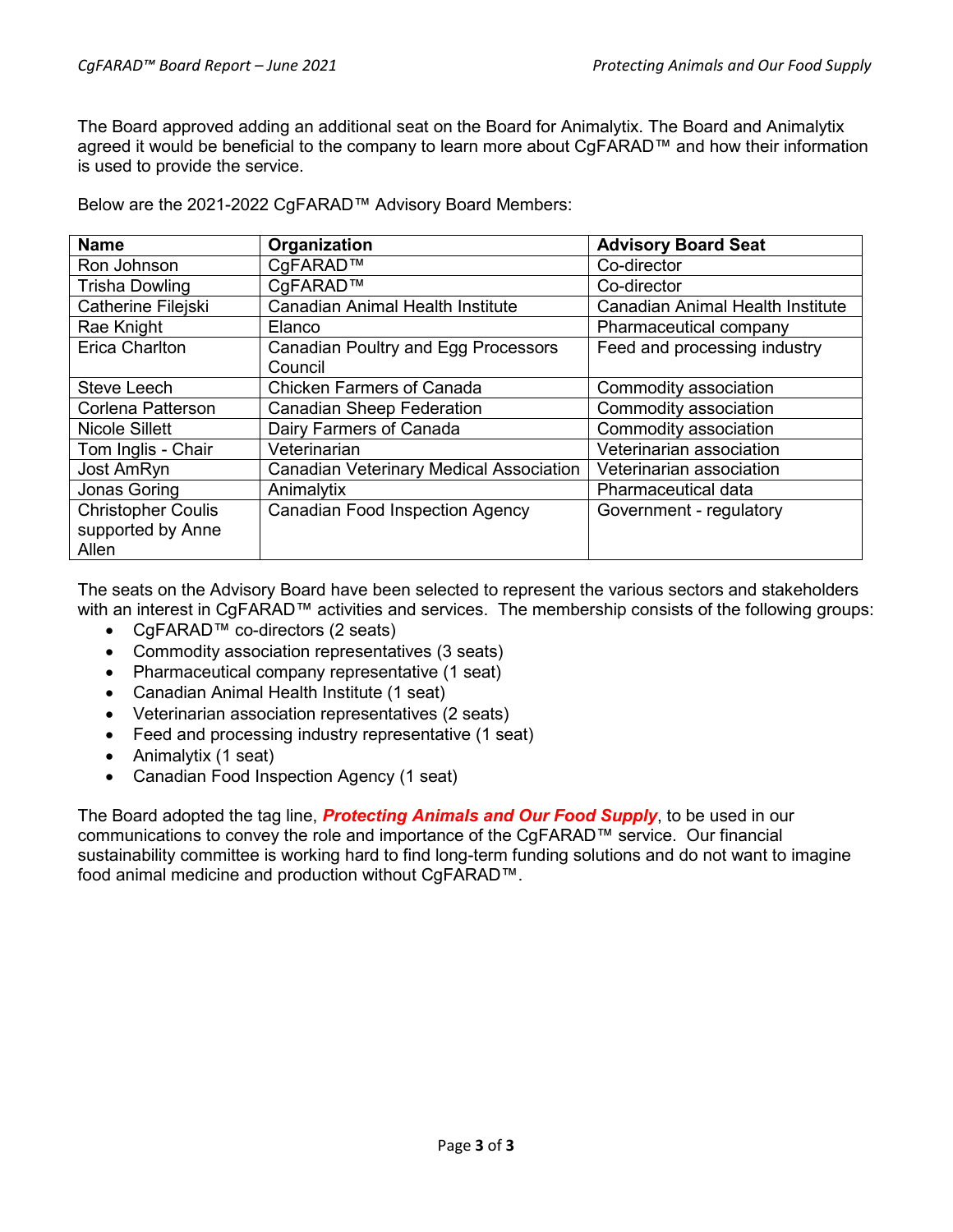The Board approved adding an additional seat on the Board for Animalytix. The Board and Animalytix agreed it would be beneficial to the company to learn more about CgFARAD™ and how their information is used to provide the service.

Below are the 2021-2022 CgFARAD™ Advisory Board Members:

| Name | Organization | Advisory Board Seat |
| --- | --- | --- |
| Ron Johnson | CgFARAD™ | Co-director |
| Trisha Dowling | CgFARAD™ | Co-director |
| Catherine Filejski | Canadian Animal Health Institute | Canadian Animal Health Institute |
| Rae Knight | Elanco | Pharmaceutical company |
| Erica Charlton | Canadian Poultry and Egg Processors Council | Feed and processing industry |
| Steve Leech | Chicken Farmers of Canada | Commodity association |
| Corlena Patterson | Canadian Sheep Federation | Commodity association |
| Nicole Sillett | Dairy Farmers of Canada | Commodity association |
| Tom Inglis - Chair | Veterinarian | Veterinarian association |
| Jost AmRyn | Canadian Veterinary Medical Association | Veterinarian association |
| Jonas Goring | Animalytix | Pharmaceutical data |
| Christopher Coulis supported by Anne Allen | Canadian Food Inspection Agency | Government - regulatory |

The seats on the Advisory Board have been selected to represent the various sectors and stakeholders with an interest in CgFARAD™ activities and services. The membership consists of the following groups:

- CgFARAD™ co-directors (2 seats)
- Commodity association representatives (3 seats)
- Pharmaceutical company representative (1 seat)
- Canadian Animal Health Institute (1 seat)
- Veterinarian association representatives (2 seats)
- Feed and processing industry representative (1 seat)
- Animalytix (1 seat)
- Canadian Food Inspection Agency (1 seat)

The Board adopted the tag line, ***Protecting Animals and Our Food Supply***, to be used in our communications to convey the role and importance of the CgFARAD™ service. Our financial sustainability committee is working hard to find long-term funding solutions and do not want to imagine food animal medicine and production without CgFARAD™.